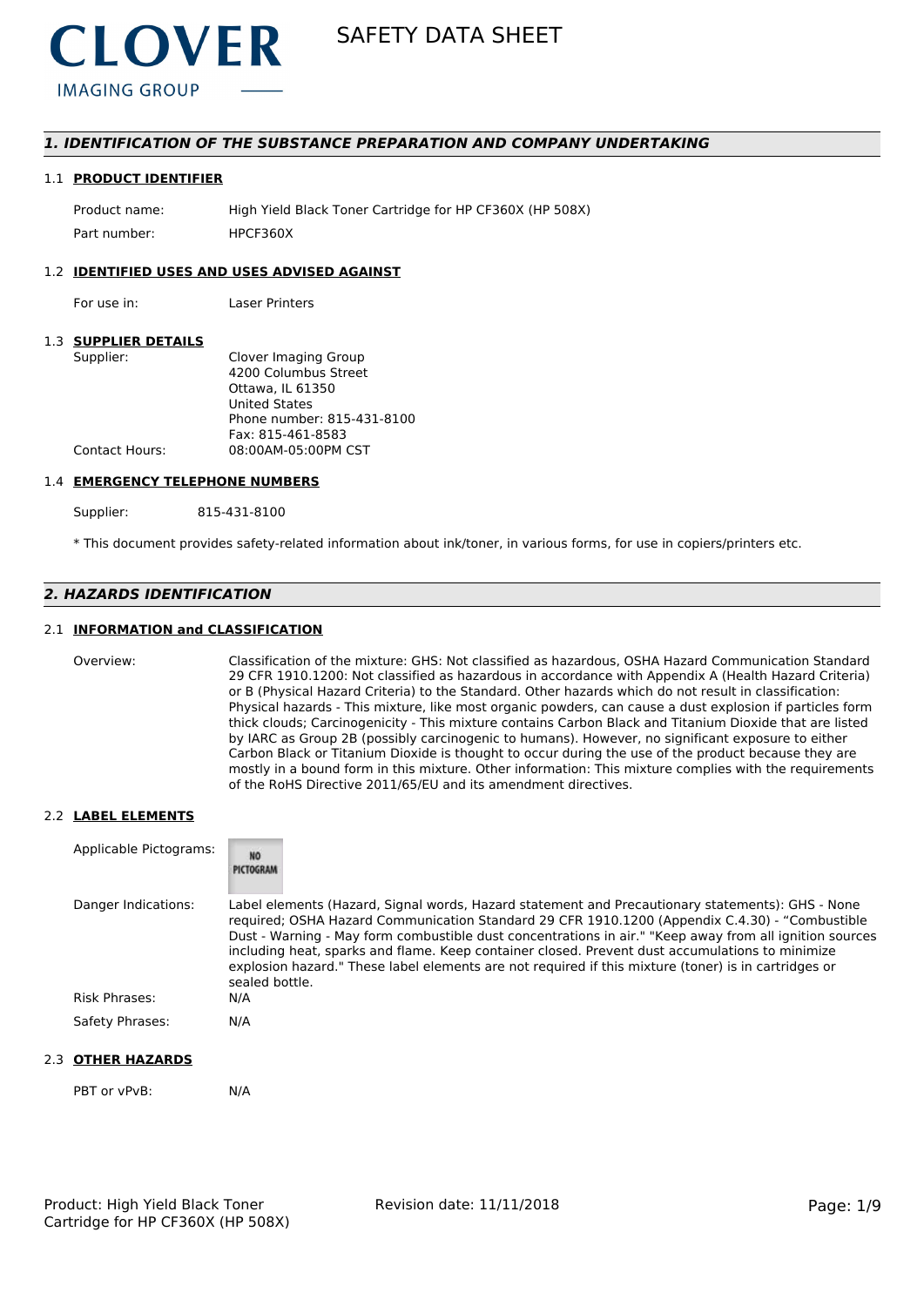# SAFETY DATA SHEET

## 1. IDENTIFICATION OF THE SUBSTANCE PREPARATION AND COMPANY UNDERTAKING

### 1.1 PRODUCT IDENTIFIER

Product name: High Yield Black Toner Cartridge for HP CF360X (HP 508X)

Part number: HPCF360X

### 1.2 IDENTIFIED USES AND USES ADVISED AGAINST

For use in: Laser Printers

### 1.3 SUPPLIER DETAILS

Supplier: Clover Imaging Group
4200 Columbus Street
Ottawa, IL 61350
United States
Phone number: 815-431-8100
Fax: 815-461-8583

Contact Hours: 08:00AM-05:00PM CST

### 1.4 EMERGENCY TELEPHONE NUMBERS

Supplier: 815-431-8100

* This document provides safety-related information about ink/toner, in various forms, for use in copiers/printers etc.

## 2. HAZARDS IDENTIFICATION

### 2.1 INFORMATION and CLASSIFICATION

Overview: Classification of the mixture: GHS: Not classified as hazardous, OSHA Hazard Communication Standard 29 CFR 1910.1200: Not classified as hazardous in accordance with Appendix A (Health Hazard Criteria) or B (Physical Hazard Criteria) to the Standard. Other hazards which do not result in classification: Physical hazards - This mixture, like most organic powders, can cause a dust explosion if particles form thick clouds; Carcinogenicity - This mixture contains Carbon Black and Titanium Dioxide that are listed by IARC as Group 2B (possibly carcinogenic to humans). However, no significant exposure to either Carbon Black or Titanium Dioxide is thought to occur during the use of the product because they are mostly in a bound form in this mixture. Other information: This mixture complies with the requirements of the RoHS Directive 2011/65/EU and its amendment directives.

### 2.2 LABEL ELEMENTS

Applicable Pictograms: NO PICTOGRAM

Danger Indications: Label elements (Hazard, Signal words, Hazard statement and Precautionary statements): GHS - None required; OSHA Hazard Communication Standard 29 CFR 1910.1200 (Appendix C.4.30) - "Combustible Dust - Warning - May form combustible dust concentrations in air." "Keep away from all ignition sources including heat, sparks and flame. Keep container closed. Prevent dust accumulations to minimize explosion hazard." These label elements are not required if this mixture (toner) is in cartridges or sealed bottle.

Risk Phrases: N/A

Safety Phrases: N/A

### 2.3 OTHER HAZARDS

PBT or vPvB: N/A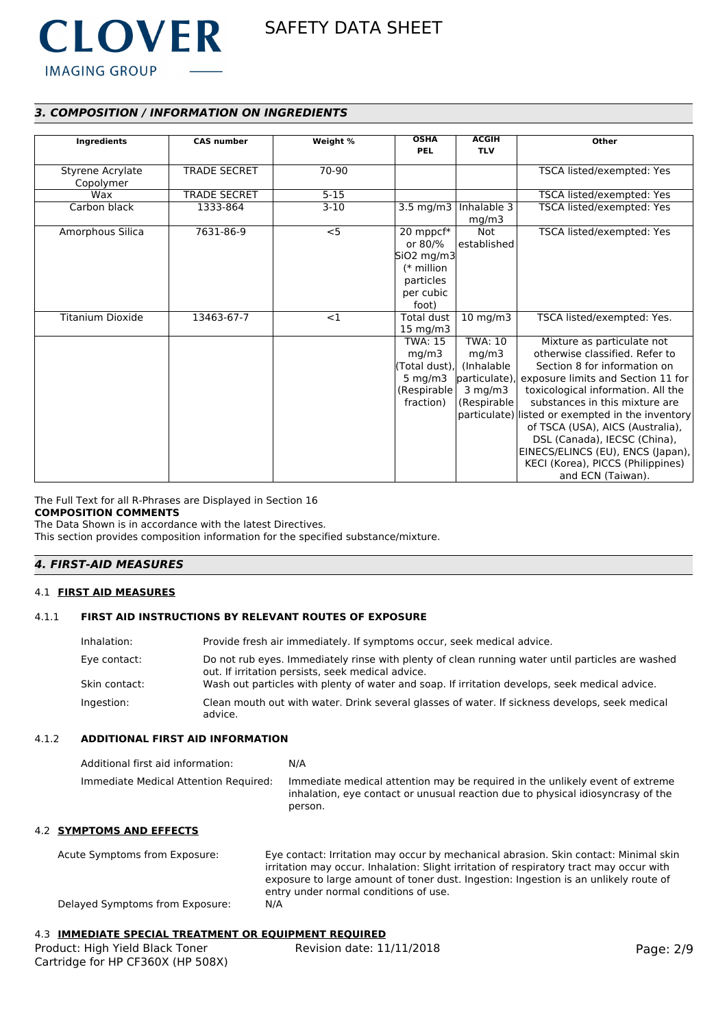## 3. COMPOSITION / INFORMATION ON INGREDIENTS

| Ingredients | CAS number | Weight % | OSHA PEL | ACGIH TLV | Other |
|---|---|---|---|---|---|
| Styrene Acrylate Copolymer | TRADE SECRET | 70-90 | | | TSCA listed/exempted: Yes |
| Wax | TRADE SECRET | 5-15 | | | TSCA listed/exempted: Yes |
| Carbon black | 1333-864 | 3-10 | 3.5 mg/m3 | Inhalable 3 mg/m3 | TSCA listed/exempted: Yes |
| Amorphous Silica | 7631-86-9 | <5 | 20 mppcf* or 80/% SiO2 mg/m3 (* million particles per cubic foot) | Not established | TSCA listed/exempted: Yes |
| Titanium Dioxide | 13463-67-7 | <1 | Total dust 15 mg/m3 | 10 mg/m3 | TSCA listed/exempted: Yes. |
| | | | TWA: 15 mg/m3 (Total dust), 5 mg/m3 (Respirable fraction) | TWA: 10 mg/m3 (Inhalable particulate), 3 mg/m3 (Respirable particulate) | Mixture as particulate not otherwise classified. Refer to Section 8 for information on exposure limits and Section 11 for toxicological information. All the substances in this mixture are listed or exempted in the inventory of TSCA (USA), AICS (Australia), DSL (Canada), IECSC (China), EINECS/ELINCS (EU), ENCS (Japan), KECI (Korea), PICCS (Philippines) and ECN (Taiwan). |

The Full Text for all R-Phrases are Displayed in Section 16

**COMPOSITION COMMENTS**

The Data Shown is in accordance with the latest Directives.

This section provides composition information for the specified substance/mixture.

## 4. FIRST-AID MEASURES

### 4.1 FIRST AID MEASURES

#### 4.1.1 FIRST AID INSTRUCTIONS BY RELEVANT ROUTES OF EXPOSURE

Inhalation: Provide fresh air immediately. If symptoms occur, seek medical advice.

Eye contact: Do not rub eyes. Immediately rinse with plenty of clean running water until particles are washed out. If irritation persists, seek medical advice.

Skin contact: Wash out particles with plenty of water and soap. If irritation develops, seek medical advice.

Ingestion: Clean mouth out with water. Drink several glasses of water. If sickness develops, seek medical advice.

#### 4.1.2 ADDITIONAL FIRST AID INFORMATION

Additional first aid information: N/A

Immediate Medical Attention Required: Immediate medical attention may be required in the unlikely event of extreme inhalation, eye contact or unusual reaction due to physical idiosyncrasy of the person.

### 4.2 SYMPTOMS AND EFFECTS

Acute Symptoms from Exposure: Eye contact: Irritation may occur by mechanical abrasion. Skin contact: Minimal skin irritation may occur. Inhalation: Slight irritation of respiratory tract may occur with exposure to large amount of toner dust. Ingestion: Ingestion is an unlikely route of entry under normal conditions of use.

Delayed Symptoms from Exposure: N/A

### 4.3 IMMEDIATE SPECIAL TREATMENT OR EQUIPMENT REQUIRED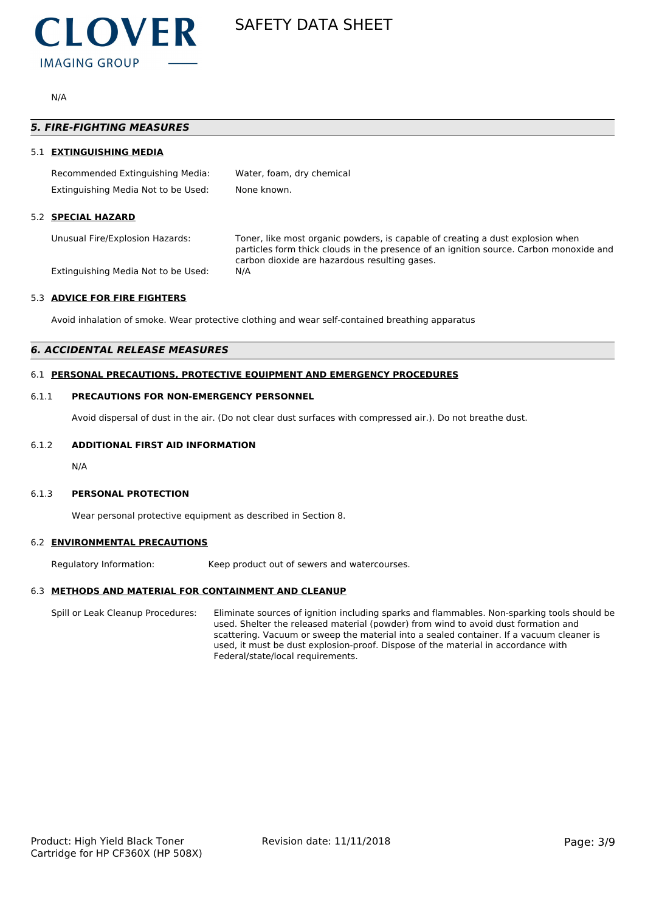N/A

## *5. FIRE-FIGHTING MEASURES*

### 5.1 EXTINGUISHING MEDIA

| | |
|---|---|
| Recommended Extinguishing Media: | Water, foam, dry chemical |
| Extinguishing Media Not to be Used: | None known. |

### 5.2 SPECIAL HAZARD

| | |
|---|---|
| Unusual Fire/Explosion Hazards: | Toner, like most organic powders, is capable of creating a dust explosion when particles form thick clouds in the presence of an ignition source. Carbon monoxide and carbon dioxide are hazardous resulting gases. |
| Extinguishing Media Not to be Used: | N/A |

### 5.3 ADVICE FOR FIRE FIGHTERS

Avoid inhalation of smoke. Wear protective clothing and wear self-contained breathing apparatus

## *6. ACCIDENTAL RELEASE MEASURES*

### 6.1 PERSONAL PRECAUTIONS, PROTECTIVE EQUIPMENT AND EMERGENCY PROCEDURES

#### 6.1.1 PRECAUTIONS FOR NON-EMERGENCY PERSONNEL

Avoid dispersal of dust in the air. (Do not clear dust surfaces with compressed air.). Do not breathe dust.

#### 6.1.2 ADDITIONAL FIRST AID INFORMATION

N/A

#### 6.1.3 PERSONAL PROTECTION

Wear personal protective equipment as described in Section 8.

### 6.2 ENVIRONMENTAL PRECAUTIONS

| | |
|---|---|
| Regulatory Information: | Keep product out of sewers and watercourses. |

### 6.3 METHODS AND MATERIAL FOR CONTAINMENT AND CLEANUP

| | |
|---|---|
| Spill or Leak Cleanup Procedures: | Eliminate sources of ignition including sparks and flammables. Non-sparking tools should be used. Shelter the released material (powder) from wind to avoid dust formation and scattering. Vacuum or sweep the material into a sealed container. If a vacuum cleaner is used, it must be dust explosion-proof. Dispose of the material in accordance with Federal/state/local requirements. |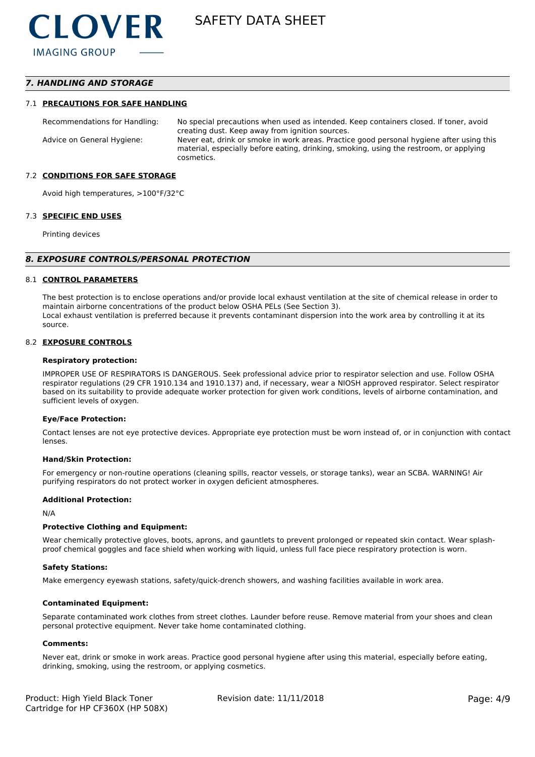## 7. HANDLING AND STORAGE

### 7.1 PRECAUTIONS FOR SAFE HANDLING

| | |
|---|---|
| Recommendations for Handling: | No special precautions when used as intended. Keep containers closed. If toner, avoid creating dust. Keep away from ignition sources. |
| Advice on General Hygiene: | Never eat, drink or smoke in work areas. Practice good personal hygiene after using this material, especially before eating, drinking, smoking, using the restroom, or applying cosmetics. |

### 7.2 CONDITIONS FOR SAFE STORAGE

Avoid high temperatures, >100°F/32°C

### 7.3 SPECIFIC END USES

Printing devices

## 8. EXPOSURE CONTROLS/PERSONAL PROTECTION

### 8.1 CONTROL PARAMETERS

The best protection is to enclose operations and/or provide local exhaust ventilation at the site of chemical release in order to maintain airborne concentrations of the product below OSHA PELs (See Section 3).
Local exhaust ventilation is preferred because it prevents contaminant dispersion into the work area by controlling it at its source.

### 8.2 EXPOSURE CONTROLS

**Respiratory protection:**

IMPROPER USE OF RESPIRATORS IS DANGEROUS. Seek professional advice prior to respirator selection and use. Follow OSHA respirator regulations (29 CFR 1910.134 and 1910.137) and, if necessary, wear a NIOSH approved respirator. Select respirator based on its suitability to provide adequate worker protection for given work conditions, levels of airborne contamination, and sufficient levels of oxygen.

**Eye/Face Protection:**

Contact lenses are not eye protective devices. Appropriate eye protection must be worn instead of, or in conjunction with contact lenses.

**Hand/Skin Protection:**

For emergency or non-routine operations (cleaning spills, reactor vessels, or storage tanks), wear an SCBA. WARNING! Air purifying respirators do not protect worker in oxygen deficient atmospheres.

**Additional Protection:**

N/A

**Protective Clothing and Equipment:**

Wear chemically protective gloves, boots, aprons, and gauntlets to prevent prolonged or repeated skin contact. Wear splash-proof chemical goggles and face shield when working with liquid, unless full face piece respiratory protection is worn.

**Safety Stations:**

Make emergency eyewash stations, safety/quick-drench showers, and washing facilities available in work area.

**Contaminated Equipment:**

Separate contaminated work clothes from street clothes. Launder before reuse. Remove material from your shoes and clean personal protective equipment. Never take home contaminated clothing.

**Comments:**

Never eat, drink or smoke in work areas. Practice good personal hygiene after using this material, especially before eating, drinking, smoking, using the restroom, or applying cosmetics.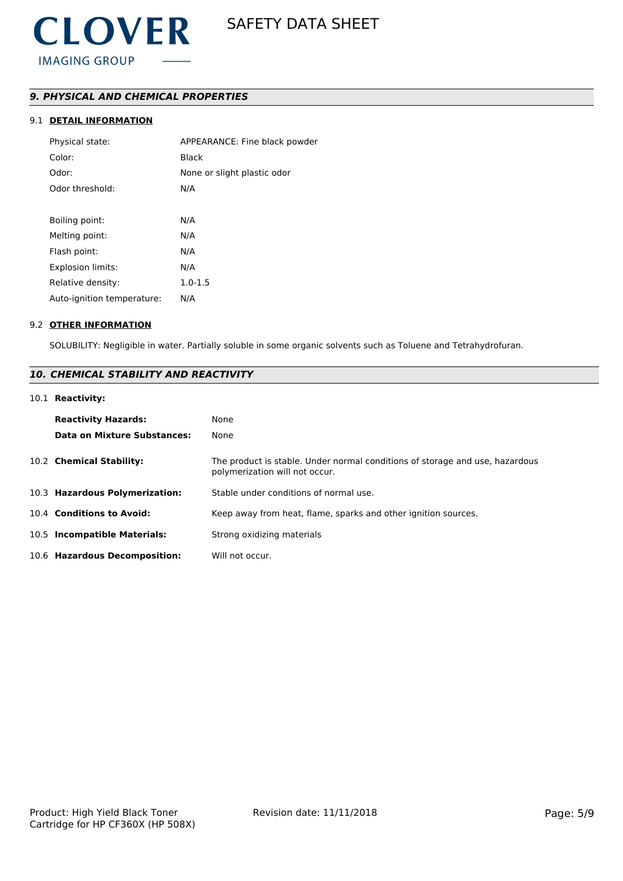## *9. PHYSICAL AND CHEMICAL PROPERTIES*

### 9.1 DETAIL INFORMATION

| | |
|---|---|
| Physical state: | APPEARANCE: Fine black powder |
| Color: | Black |
| Odor: | None or slight plastic odor |
| Odor threshold: | N/A |
| Boiling point: | N/A |
| Melting point: | N/A |
| Flash point: | N/A |
| Explosion limits: | N/A |
| Relative density: | 1.0-1.5 |
| Auto-ignition temperature: | N/A |

### 9.2 OTHER INFORMATION

SOLUBILITY: Negligible in water. Partially soluble in some organic solvents such as Toluene and Tetrahydrofuran.

## *10. CHEMICAL STABILITY AND REACTIVITY*

### 10.1 Reactivity:

| | |
|---|---|
| **Reactivity Hazards:** | None |
| **Data on Mixture Substances:** | None |

| | |
|---|---|
| 10.2 **Chemical Stability:** | The product is stable. Under normal conditions of storage and use, hazardous polymerization will not occur. |
| 10.3 **Hazardous Polymerization:** | Stable under conditions of normal use. |
| 10.4 **Conditions to Avoid:** | Keep away from heat, flame, sparks and other ignition sources. |
| 10.5 **Incompatible Materials:** | Strong oxidizing materials |
| 10.6 **Hazardous Decomposition:** | Will not occur. |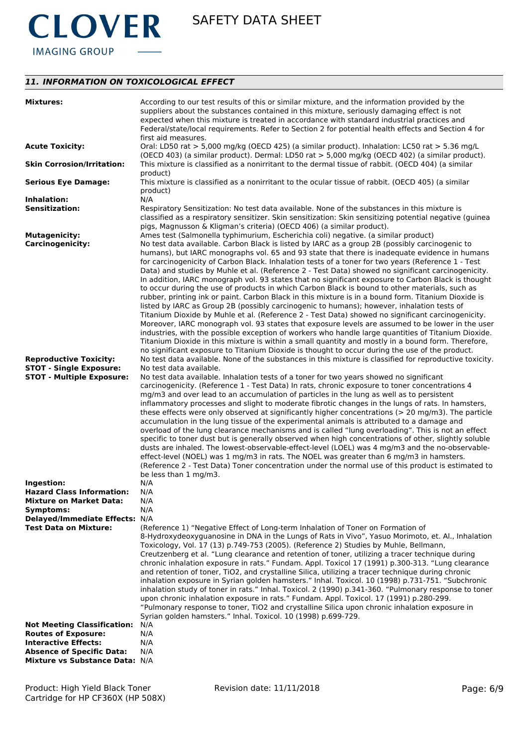## 11. INFORMATION ON TOXICOLOGICAL EFFECT

| | |
|---|---|
| **Mixtures:** | According to our test results of this or similar mixture, and the information provided by the suppliers about the substances contained in this mixture, seriously damaging effect is not expected when this mixture is treated in accordance with standard industrial practices and Federal/state/local requirements. Refer to Section 2 for potential health effects and Section 4 for first aid measures. |
| **Acute Toxicity:** | Oral: LD50 rat > 5,000 mg/kg (OECD 425) (a similar product). Inhalation: LC50 rat > 5.36 mg/L (OECD 403) (a similar product). Dermal: LD50 rat > 5,000 mg/kg (OECD 402) (a similar product). |
| **Skin Corrosion/Irritation:** | This mixture is classified as a nonirritant to the dermal tissue of rabbit. (OECD 404) (a similar product) |
| **Serious Eye Damage:** | This mixture is classified as a nonirritant to the ocular tissue of rabbit. (OECD 405) (a similar product) |
| **Inhalation:** | N/A |
| **Sensitization:** | Respiratory Sensitization: No test data available. None of the substances in this mixture is classified as a respiratory sensitizer. Skin sensitization: Skin sensitizing potential negative (guinea pigs, Magnusson & Kligman's criteria) (OECD 406) (a similar product). |
| **Mutagenicity:** | Ames test (Salmonella typhimurium, Escherichia coli) negative. (a similar product) |
| **Carcinogenicity:** | No test data available. Carbon Black is listed by IARC as a group 2B (possibly carcinogenic to humans), but IARC monographs vol. 65 and 93 state that there is inadequate evidence in humans for carcinogenicity of Carbon Black. Inhalation tests of a toner for two years (Reference 1 - Test Data) and studies by Muhle et al. (Reference 2 - Test Data) showed no significant carcinogenicity. In addition, IARC monograph vol. 93 states that no significant exposure to Carbon Black is thought to occur during the use of products in which Carbon Black is bound to other materials, such as rubber, printing ink or paint. Carbon Black in this mixture is in a bound form. Titanium Dioxide is listed by IARC as Group 2B (possibly carcinogenic to humans); however, inhalation tests of Titanium Dioxide by Muhle et al. (Reference 2 - Test Data) showed no significant carcinogenicity. Moreover, IARC monograph vol. 93 states that exposure levels are assumed to be lower in the user industries, with the possible exception of workers who handle large quantities of Titanium Dioxide. Titanium Dioxide in this mixture is within a small quantity and mostly in a bound form. Therefore, no significant exposure to Titanium Dioxide is thought to occur during the use of the product. |
| **Reproductive Toxicity:** | No test data available. None of the substances in this mixture is classified for reproductive toxicity. |
| **STOT - Single Exposure:** | No test data available. |
| **STOT - Multiple Exposure:** | No test data available. Inhalation tests of a toner for two years showed no significant carcinogenicity. (Reference 1 - Test Data) In rats, chronic exposure to toner concentrations 4 mg/m3 and over lead to an accumulation of particles in the lung as well as to persistent inflammatory processes and slight to moderate fibrotic changes in the lungs of rats. In hamsters, these effects were only observed at significantly higher concentrations (> 20 mg/m3). The particle accumulation in the lung tissue of the experimental animals is attributed to a damage and overload of the lung clearance mechanisms and is called "lung overloading". This is not an effect specific to toner dust but is generally observed when high concentrations of other, slightly soluble dusts are inhaled. The lowest-observable-effect-level (LOEL) was 4 mg/m3 and the no-observable-effect-level (NOEL) was 1 mg/m3 in rats. The NOEL was greater than 6 mg/m3 in hamsters. (Reference 2 - Test Data) Toner concentration under the normal use of this product is estimated to be less than 1 mg/m3. |
| **Ingestion:** | N/A |
| **Hazard Class Information:** | N/A |
| **Mixture on Market Data:** | N/A |
| **Symptoms:** | N/A |
| **Delayed/Immediate Effects:** | N/A |
| **Test Data on Mixture:** | (Reference 1) "Negative Effect of Long-term Inhalation of Toner on Formation of 8-Hydroxydeoxyguanosine in DNA in the Lungs of Rats in Vivo", Yasuo Morimoto, et. Al., Inhalation Toxicology, Vol. 17 (13) p.749-753 (2005). (Reference 2) Studies by Muhle, Bellmann, Creutzenberg et al. "Lung clearance and retention of toner, utilizing a tracer technique during chronic inhalation exposure in rats." Fundam. Appl. Toxicol 17 (1991) p.300-313. "Lung clearance and retention of toner, TiO2, and crystalline Silica, utilizing a tracer technique during chronic inhalation exposure in Syrian golden hamsters." Inhal. Toxicol. 10 (1998) p.731-751. "Subchronic inhalation study of toner in rats." Inhal. Toxicol. 2 (1990) p.341-360. "Pulmonary response to toner upon chronic inhalation exposure in rats." Fundam. Appl. Toxicol. 17 (1991) p.280-299. "Pulmonary response to toner, TiO2 and crystalline Silica upon chronic inhalation exposure in Syrian golden hamsters." Inhal. Toxicol. 10 (1998) p.699-729. |
| **Not Meeting Classification:** | N/A |
| **Routes of Exposure:** | N/A |
| **Interactive Effects:** | N/A |
| **Absence of Specific Data:** | N/A |
| **Mixture vs Substance Data:** | N/A |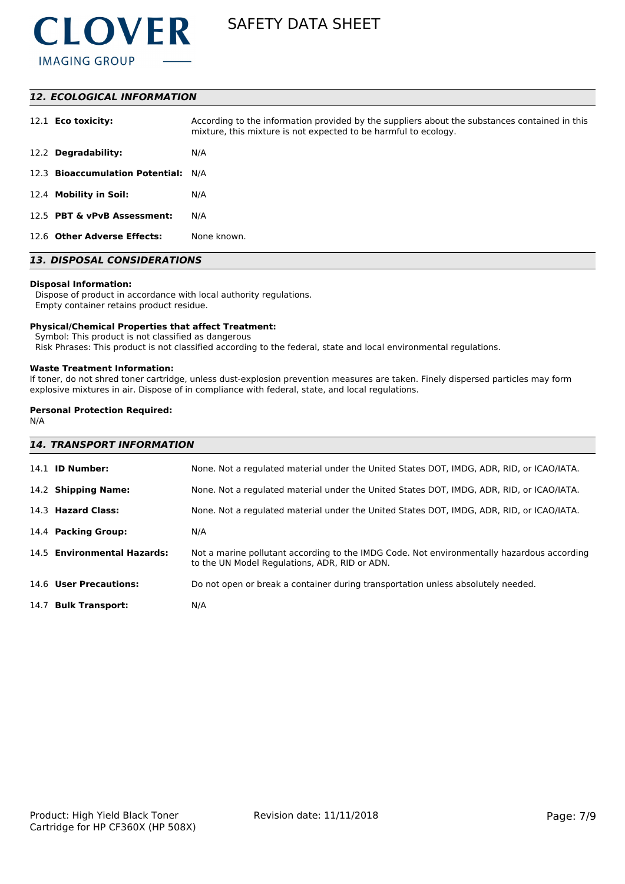## 12. ECOLOGICAL INFORMATION

| | |
|---|---|
| 12.1 **Eco toxicity:** | According to the information provided by the suppliers about the substances contained in this mixture, this mixture is not expected to be harmful to ecology. |
| 12.2 **Degradability:** | N/A |
| 12.3 **Bioaccumulation Potential:** | N/A |
| 12.4 **Mobility in Soil:** | N/A |
| 12.5 **PBT & vPvB Assessment:** | N/A |
| 12.6 **Other Adverse Effects:** | None known. |

## 13. DISPOSAL CONSIDERATIONS

**Disposal Information:**
Dispose of product in accordance with local authority regulations.
Empty container retains product residue.

**Physical/Chemical Properties that affect Treatment:**
Symbol: This product is not classified as dangerous
Risk Phrases: This product is not classified according to the federal, state and local environmental regulations.

**Waste Treatment Information:**
If toner, do not shred toner cartridge, unless dust-explosion prevention measures are taken. Finely dispersed particles may form explosive mixtures in air. Dispose of in compliance with federal, state, and local regulations.

**Personal Protection Required:**
N/A

## 14. TRANSPORT INFORMATION

| | |
|---|---|
| 14.1 **ID Number:** | None. Not a regulated material under the United States DOT, IMDG, ADR, RID, or ICAO/IATA. |
| 14.2 **Shipping Name:** | None. Not a regulated material under the United States DOT, IMDG, ADR, RID, or ICAO/IATA. |
| 14.3 **Hazard Class:** | None. Not a regulated material under the United States DOT, IMDG, ADR, RID, or ICAO/IATA. |
| 14.4 **Packing Group:** | N/A |
| 14.5 **Environmental Hazards:** | Not a marine pollutant according to the IMDG Code. Not environmentally hazardous according to the UN Model Regulations, ADR, RID or ADN. |
| 14.6 **User Precautions:** | Do not open or break a container during transportation unless absolutely needed. |
| 14.7 **Bulk Transport:** | N/A |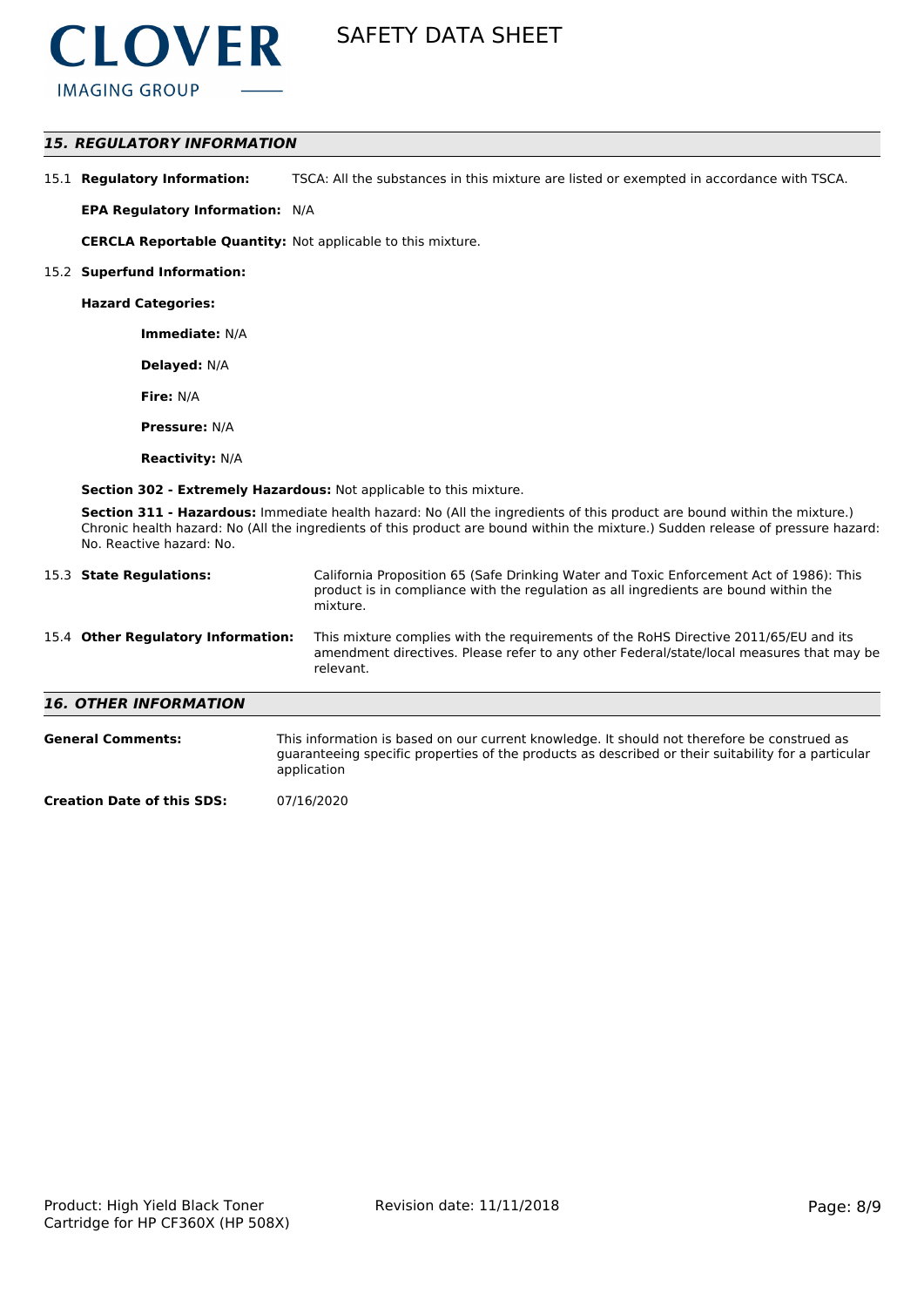## 15. REGULATORY INFORMATION

15.1 **Regulatory Information:** TSCA: All the substances in this mixture are listed or exempted in accordance with TSCA.

**EPA Regulatory Information:** N/A

**CERCLA Reportable Quantity:** Not applicable to this mixture.

15.2 **Superfund Information:**

**Hazard Categories:**

**Immediate:** N/A

**Delayed:** N/A

**Fire:** N/A

**Pressure:** N/A

**Reactivity:** N/A

**Section 302 - Extremely Hazardous:** Not applicable to this mixture.

**Section 311 - Hazardous:** Immediate health hazard: No (All the ingredients of this product are bound within the mixture.) Chronic health hazard: No (All the ingredients of this product are bound within the mixture.) Sudden release of pressure hazard: No. Reactive hazard: No.

15.3 **State Regulations:** California Proposition 65 (Safe Drinking Water and Toxic Enforcement Act of 1986): This product is in compliance with the regulation as all ingredients are bound within the mixture.

15.4 **Other Regulatory Information:** This mixture complies with the requirements of the RoHS Directive 2011/65/EU and its amendment directives. Please refer to any other Federal/state/local measures that may be relevant.

## 16. OTHER INFORMATION

**General Comments:** This information is based on our current knowledge. It should not therefore be construed as guaranteeing specific properties of the products as described or their suitability for a particular application

**Creation Date of this SDS:** 07/16/2020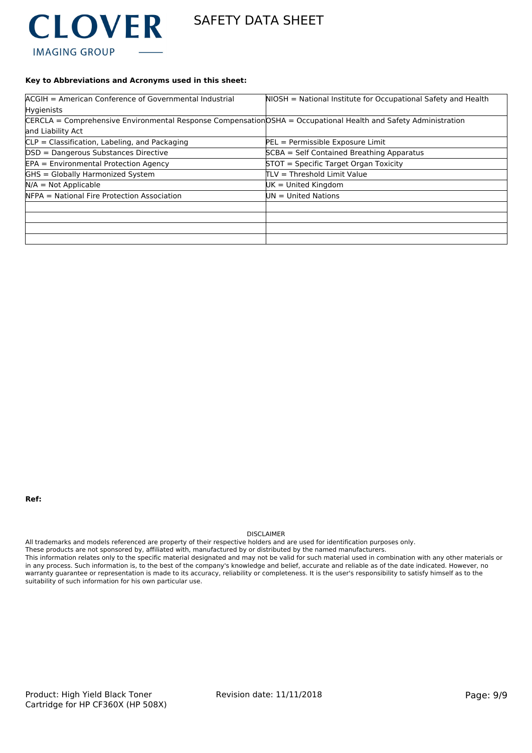**Key to Abbreviations and Acronyms used in this sheet:**

| | |
|---|---|
| ACGIH = American Conference of Governmental Industrial Hygienists | NIOSH = National Institute for Occupational Safety and Health |
| CERCLA = Comprehensive Environmental Response Compensation and Liability Act | OSHA = Occupational Health and Safety Administration |
| CLP = Classification, Labeling, and Packaging | PEL = Permissible Exposure Limit |
| DSD = Dangerous Substances Directive | SCBA = Self Contained Breathing Apparatus |
| EPA = Environmental Protection Agency | STOT = Specific Target Organ Toxicity |
| GHS = Globally Harmonized System | TLV = Threshold Limit Value |
| N/A = Not Applicable | UK = United Kingdom |
| NFPA = National Fire Protection Association | UN = United Nations |
| | |
| | |
| | |
| | |

**Ref:**

DISCLAIMER

All trademarks and models referenced are property of their respective holders and are used for identification purposes only.
These products are not sponsored by, affiliated with, manufactured by or distributed by the named manufacturers.
This information relates only to the specific material designated and may not be valid for such material used in combination with any other materials or in any process. Such information is, to the best of the company's knowledge and belief, accurate and reliable as of the date indicated. However, no warranty guarantee or representation is made to its accuracy, reliability or completeness. It is the user's responsibility to satisfy himself as to the suitability of such information for his own particular use.

Product: High Yield Black Toner Cartridge for HP CF360X (HP 508X)

Revision date: 11/11/2018